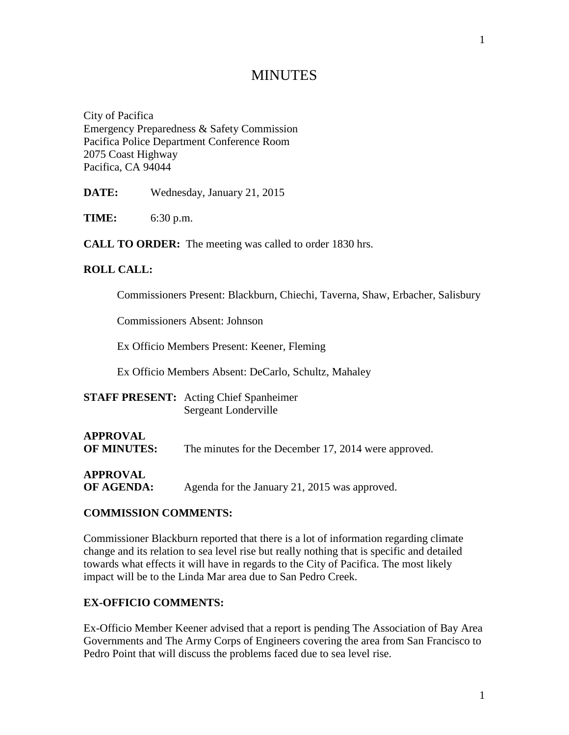# MINUTES

City of Pacifica
Emergency Preparedness & Safety Commission
Pacifica Police Department Conference Room
2075 Coast Highway
Pacifica, CA 94044

**DATE:** Wednesday, January 21, 2015

**TIME:** 6:30 p.m.

**CALL TO ORDER:** The meeting was called to order 1830 hrs.

**ROLL CALL:**

Commissioners Present: Blackburn, Chiechi, Taverna, Shaw, Erbacher, Salisbury

Commissioners Absent: Johnson

Ex Officio Members Present: Keener, Fleming

Ex Officio Members Absent: DeCarlo, Schultz, Mahaley

**STAFF PRESENT:** Acting Chief Spanheimer
Sergeant Londerville

**APPROVAL OF MINUTES:** The minutes for the December 17, 2014 were approved.

**APPROVAL OF AGENDA:** Agenda for the January 21, 2015 was approved.

**COMMISSION COMMENTS:**

Commissioner Blackburn reported that there is a lot of information regarding climate change and its relation to sea level rise but really nothing that is specific and detailed towards what effects it will have in regards to the City of Pacifica. The most likely impact will be to the Linda Mar area due to San Pedro Creek.

**EX-OFFICIO COMMENTS:**

Ex-Officio Member Keener advised that a report is pending The Association of Bay Area Governments and The Army Corps of Engineers covering the area from San Francisco to Pedro Point that will discuss the problems faced due to sea level rise.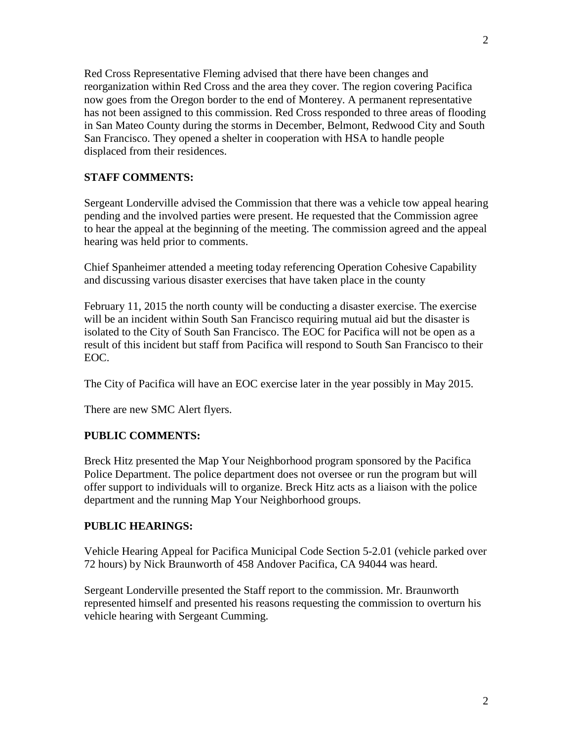Red Cross Representative Fleming advised that there have been changes and reorganization within Red Cross and the area they cover. The region covering Pacifica now goes from the Oregon border to the end of Monterey. A permanent representative has not been assigned to this commission. Red Cross responded to three areas of flooding in San Mateo County during the storms in December, Belmont, Redwood City and South San Francisco. They opened a shelter in cooperation with HSA to handle people displaced from their residences.

**STAFF COMMENTS:**

Sergeant Londerville advised the Commission that there was a vehicle tow appeal hearing pending and the involved parties were present. He requested that the Commission agree to hear the appeal at the beginning of the meeting. The commission agreed and the appeal hearing was held prior to comments.

Chief Spanheimer attended a meeting today referencing Operation Cohesive Capability and discussing various disaster exercises that have taken place in the county

February 11, 2015 the north county will be conducting a disaster exercise. The exercise will be an incident within South San Francisco requiring mutual aid but the disaster is isolated to the City of South San Francisco. The EOC for Pacifica will not be open as a result of this incident but staff from Pacifica will respond to South San Francisco to their EOC.

The City of Pacifica will have an EOC exercise later in the year possibly in May 2015.

There are new SMC Alert flyers.

**PUBLIC COMMENTS:**

Breck Hitz presented the Map Your Neighborhood program sponsored by the Pacifica Police Department. The police department does not oversee or run the program but will offer support to individuals will to organize. Breck Hitz acts as a liaison with the police department and the running Map Your Neighborhood groups.

**PUBLIC HEARINGS:**

Vehicle Hearing Appeal for Pacifica Municipal Code Section 5-2.01 (vehicle parked over 72 hours) by Nick Braunworth of 458 Andover Pacifica, CA 94044 was heard.

Sergeant Londerville presented the Staff report to the commission. Mr. Braunworth represented himself and presented his reasons requesting the commission to overturn his vehicle hearing with Sergeant Cumming.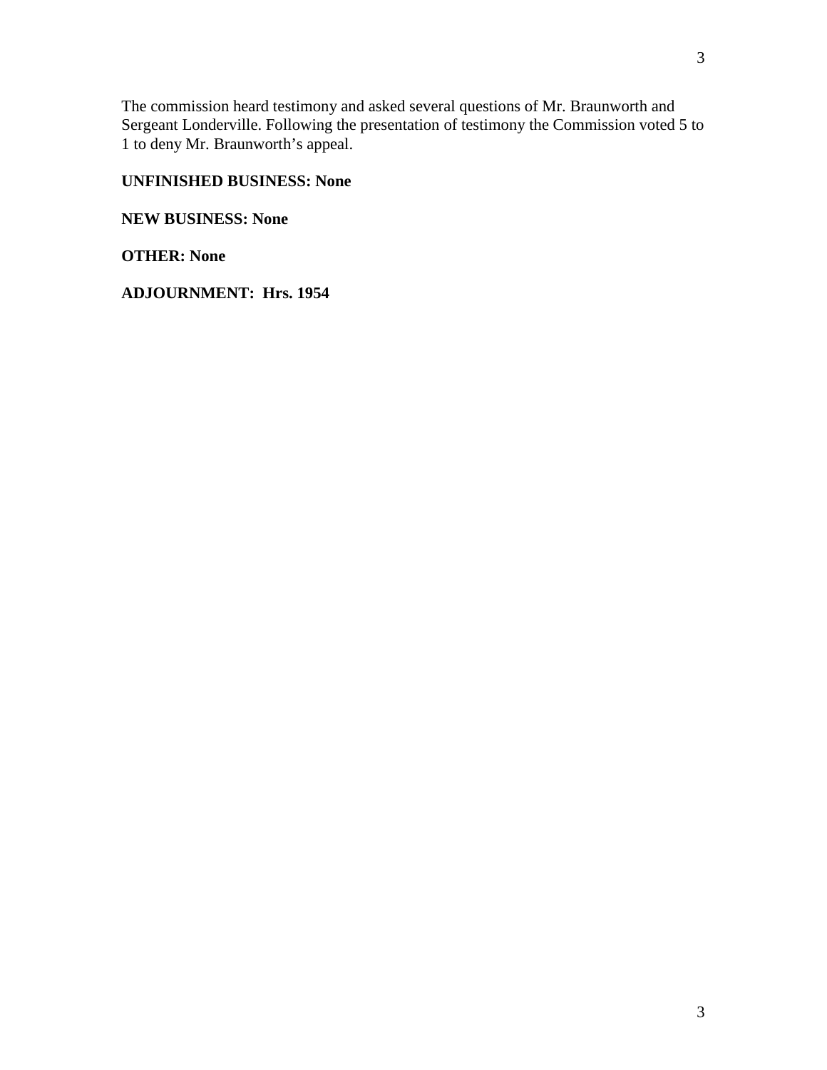The commission heard testimony and asked several questions of Mr. Braunworth and Sergeant Londerville. Following the presentation of testimony the Commission voted 5 to 1 to deny Mr. Braunworth's appeal.

**UNFINISHED BUSINESS: None**

**NEW BUSINESS: None**

**OTHER: None**

**ADJOURNMENT: Hrs. 1954**